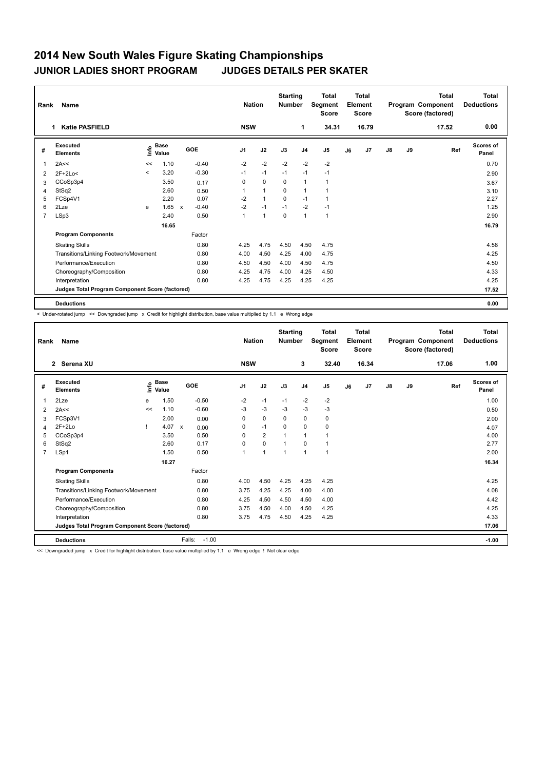# 2014 New South Wales Figure Skating Championships

## JUNIOR LADIES SHORT PROGRAM JUDGES DETAILS PER SKATER

| Rank | Name | Nation | Starting Number | Total Segment Score | Total Element Score | Total Program Component Score (factored) | Total Deductions |
|---|---|---|---|---|---|---|---|
| 1 | Katie PASFIELD | NSW | 1 | 34.31 | 16.79 | 17.52 | 0.00 |

| # | Executed Elements | Info | Base Value | | GOE | J1 | J2 | J3 | J4 | J5 | J6 | J7 | J8 | J9 | Ref | Scores of Panel |
|---|---|---|---|---|---|---|---|---|---|---|---|---|---|---|---|---|
| 1 | 2A<< | << | 1.10 | | -0.40 | -2 | -2 | -2 | -2 | -2 | | | | | | 0.70 |
| 2 | 2F+2Lo< | < | 3.20 | | -0.30 | -1 | -1 | -1 | -1 | -1 | | | | | | 2.90 |
| 3 | CCoSp3p4 | | 3.50 | | 0.17 | 0 | 0 | 0 | 1 | 1 | | | | | | 3.67 |
| 4 | StSq2 | | 2.60 | | 0.50 | 1 | 1 | 0 | 1 | 1 | | | | | | 3.10 |
| 5 | FCSp4V1 | | 2.20 | | 0.07 | -2 | 1 | 0 | -1 | 1 | | | | | | 2.27 |
| 6 | 2Lze | e | 1.65 | x | -0.40 | -2 | -1 | -1 | -2 | -1 | | | | | | 1.25 |
| 7 | LSp3 | | 2.40 | | 0.50 | 1 | 1 | 0 | 1 | 1 | | | | | | 2.90 |
| | | | 16.65 | | | | | | | | | | | | | 16.79 |
| | **Program Components** | | | | Factor | | | | | | | | | | | |
| | Skating Skills | | | | 0.80 | 4.25 | 4.75 | 4.50 | 4.50 | 4.75 | | | | | | 4.58 |
| | Transitions/Linking Footwork/Movement | | | | 0.80 | 4.00 | 4.50 | 4.25 | 4.00 | 4.75 | | | | | | 4.25 |
| | Performance/Execution | | | | 0.80 | 4.50 | 4.50 | 4.00 | 4.50 | 4.75 | | | | | | 4.50 |
| | Choreography/Composition | | | | 0.80 | 4.25 | 4.75 | 4.00 | 4.25 | 4.50 | | | | | | 4.33 |
| | Interpretation | | | | 0.80 | 4.25 | 4.75 | 4.25 | 4.25 | 4.25 | | | | | | 4.25 |
| | **Judges Total Program Component Score (factored)** | | | | | | | | | | | | | | | 17.52 |
| | **Deductions** | | | | | | | | | | | | | | | 0.00 |

< Under-rotated jump << Downgraded jump x Credit for highlight distribution, base value multiplied by 1.1 e Wrong edge

| Rank | Name | Nation | Starting Number | Total Segment Score | Total Element Score | Total Program Component Score (factored) | Total Deductions |
|---|---|---|---|---|---|---|---|
| 2 | Serena XU | NSW | 3 | 32.40 | 16.34 | 17.06 | 1.00 |

| # | Executed Elements | Info | Base Value | | GOE | J1 | J2 | J3 | J4 | J5 | J6 | J7 | J8 | J9 | Ref | Scores of Panel |
|---|---|---|---|---|---|---|---|---|---|---|---|---|---|---|---|---|
| 1 | 2Lze | e | 1.50 | | -0.50 | -2 | -1 | -1 | -2 | -2 | | | | | | 1.00 |
| 2 | 2A<< | << | 1.10 | | -0.60 | -3 | -3 | -3 | -3 | -3 | | | | | | 0.50 |
| 3 | FCSp3V1 | | 2.00 | | 0.00 | 0 | 0 | 0 | 0 | 0 | | | | | | 2.00 |
| 4 | 2F+2Lo | ! | 4.07 | x | 0.00 | 0 | -1 | 0 | 0 | 0 | | | | | | 4.07 |
| 5 | CCoSp3p4 | | 3.50 | | 0.50 | 0 | 2 | 1 | 1 | 1 | | | | | | 4.00 |
| 6 | StSq2 | | 2.60 | | 0.17 | 0 | 0 | 1 | 0 | 1 | | | | | | 2.77 |
| 7 | LSp1 | | 1.50 | | 0.50 | 1 | 1 | 1 | 1 | 1 | | | | | | 2.00 |
| | | | 16.27 | | | | | | | | | | | | | 16.34 |
| | **Program Components** | | | | Factor | | | | | | | | | | | |
| | Skating Skills | | | | 0.80 | 4.00 | 4.50 | 4.25 | 4.25 | 4.25 | | | | | | 4.25 |
| | Transitions/Linking Footwork/Movement | | | | 0.80 | 3.75 | 4.25 | 4.25 | 4.00 | 4.00 | | | | | | 4.08 |
| | Performance/Execution | | | | 0.80 | 4.25 | 4.50 | 4.50 | 4.50 | 4.00 | | | | | | 4.42 |
| | Choreography/Composition | | | | 0.80 | 3.75 | 4.50 | 4.00 | 4.50 | 4.25 | | | | | | 4.25 |
| | Interpretation | | | | 0.80 | 3.75 | 4.75 | 4.50 | 4.25 | 4.25 | | | | | | 4.33 |
| | **Judges Total Program Component Score (factored)** | | | | | | | | | | | | | | | 17.06 |
| | **Deductions** | | | | Falls: -1.00 | | | | | | | | | | | -1.00 |

<< Downgraded jump x Credit for highlight distribution, base value multiplied by 1.1 e Wrong edge ! Not clear edge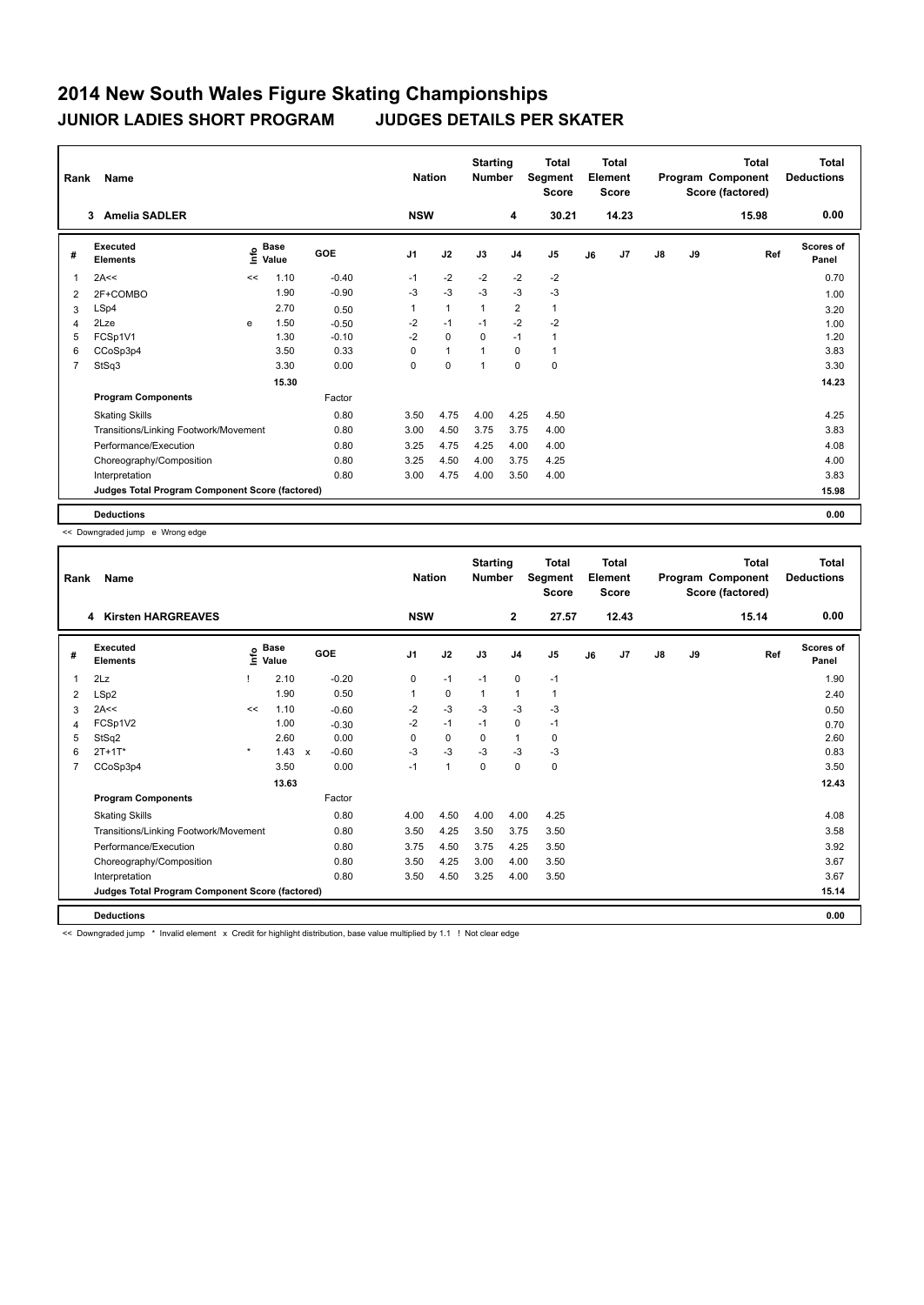# 2014 New South Wales Figure Skating Championships

## JUNIOR LADIES SHORT PROGRAM JUDGES DETAILS PER SKATER

| Rank | Name | Nation | Starting Number | Total Segment Score | Total Element Score | Total Program Component Score (factored) | Total Deductions |
|---|---|---|---|---|---|---|---|
| 3 | Amelia SADLER | NSW | 4 | 30.21 | 14.23 | 15.98 | 0.00 |

| # | Executed Elements | Info | Base Value | GOE | J1 | J2 | J3 | J4 | J5 | J6 | J7 | J8 | J9 | Ref | Scores of Panel |
|---|---|---|---|---|---|---|---|---|---|---|---|---|---|---|---|
| 1 | 2A<< | << | 1.10 | -0.40 | -1 | -2 | -2 | -2 | -2 | | | | | | 0.70 |
| 2 | 2F+COMBO | | 1.90 | -0.90 | -3 | -3 | -3 | -3 | -3 | | | | | | 1.00 |
| 3 | LSp4 | | 2.70 | 0.50 | 1 | 1 | 1 | 2 | 1 | | | | | | 3.20 |
| 4 | 2Lze | e | 1.50 | -0.50 | -2 | -1 | -1 | -2 | -2 | | | | | | 1.00 |
| 5 | FCSp1V1 | | 1.30 | -0.10 | -2 | 0 | 0 | -1 | 1 | | | | | | 1.20 |
| 6 | CCoSp3p4 | | 3.50 | 0.33 | 0 | 1 | 1 | 0 | 1 | | | | | | 3.83 |
| 7 | StSq3 | | 3.30 | 0.00 | 0 | 0 | 1 | 0 | 0 | | | | | | 3.30 |
| | | | 15.30 | | | | | | | | | | | | 14.23 |
| | **Program Components** | | | Factor | | | | | | | | | | | |
| | Skating Skills | | | 0.80 | 3.50 | 4.75 | 4.00 | 4.25 | 4.50 | | | | | | 4.25 |
| | Transitions/Linking Footwork/Movement | | | 0.80 | 3.00 | 4.50 | 3.75 | 3.75 | 4.00 | | | | | | 3.83 |
| | Performance/Execution | | | 0.80 | 3.25 | 4.75 | 4.25 | 4.00 | 4.00 | | | | | | 4.08 |
| | Choreography/Composition | | | 0.80 | 3.25 | 4.50 | 4.00 | 3.75 | 4.25 | | | | | | 4.00 |
| | Interpretation | | | 0.80 | 3.00 | 4.75 | 4.00 | 3.50 | 4.00 | | | | | | 3.83 |
| | **Judges Total Program Component Score (factored)** | | | | | | | | | | | | | | 15.98 |
| | **Deductions** | | | | | | | | | | | | | | 0.00 |

<< Downgraded jump e Wrong edge

| Rank | Name | Nation | Starting Number | Total Segment Score | Total Element Score | Total Program Component Score (factored) | Total Deductions |
|---|---|---|---|---|---|---|---|
| 4 | Kirsten HARGREAVES | NSW | 2 | 27.57 | 12.43 | 15.14 | 0.00 |

| # | Executed Elements | Info | Base Value | | GOE | J1 | J2 | J3 | J4 | J5 | J6 | J7 | J8 | J9 | Ref | Scores of Panel |
|---|---|---|---|---|---|---|---|---|---|---|---|---|---|---|---|---|
| 1 | 2Lz | ! | 2.10 | | -0.20 | 0 | -1 | -1 | 0 | -1 | | | | | | 1.90 |
| 2 | LSp2 | | 1.90 | | 0.50 | 1 | 0 | 1 | 1 | 1 | | | | | | 2.40 |
| 3 | 2A<< | << | 1.10 | | -0.60 | -2 | -3 | -3 | -3 | -3 | | | | | | 0.50 |
| 4 | FCSp1V2 | | 1.00 | | -0.30 | -2 | -1 | -1 | 0 | -1 | | | | | | 0.70 |
| 5 | StSq2 | | 2.60 | | 0.00 | 0 | 0 | 0 | 1 | 0 | | | | | | 2.60 |
| 6 | 2T+1T* | * | 1.43 | x | -0.60 | -3 | -3 | -3 | -3 | -3 | | | | | | 0.83 |
| 7 | CCoSp3p4 | | 3.50 | | 0.00 | -1 | 1 | 0 | 0 | 0 | | | | | | 3.50 |
| | | | 13.63 | | | | | | | | | | | | | 12.43 |
| | **Program Components** | | | | Factor | | | | | | | | | | | |
| | Skating Skills | | | | 0.80 | 4.00 | 4.50 | 4.00 | 4.00 | 4.25 | | | | | | 4.08 |
| | Transitions/Linking Footwork/Movement | | | | 0.80 | 3.50 | 4.25 | 3.50 | 3.75 | 3.50 | | | | | | 3.58 |
| | Performance/Execution | | | | 0.80 | 3.75 | 4.50 | 3.75 | 4.25 | 3.50 | | | | | | 3.92 |
| | Choreography/Composition | | | | 0.80 | 3.50 | 4.25 | 3.00 | 4.00 | 3.50 | | | | | | 3.67 |
| | Interpretation | | | | 0.80 | 3.50 | 4.50 | 3.25 | 4.00 | 3.50 | | | | | | 3.67 |
| | **Judges Total Program Component Score (factored)** | | | | | | | | | | | | | | | 15.14 |
| | **Deductions** | | | | | | | | | | | | | | | 0.00 |

<< Downgraded jump * Invalid element x Credit for highlight distribution, base value multiplied by 1.1 ! Not clear edge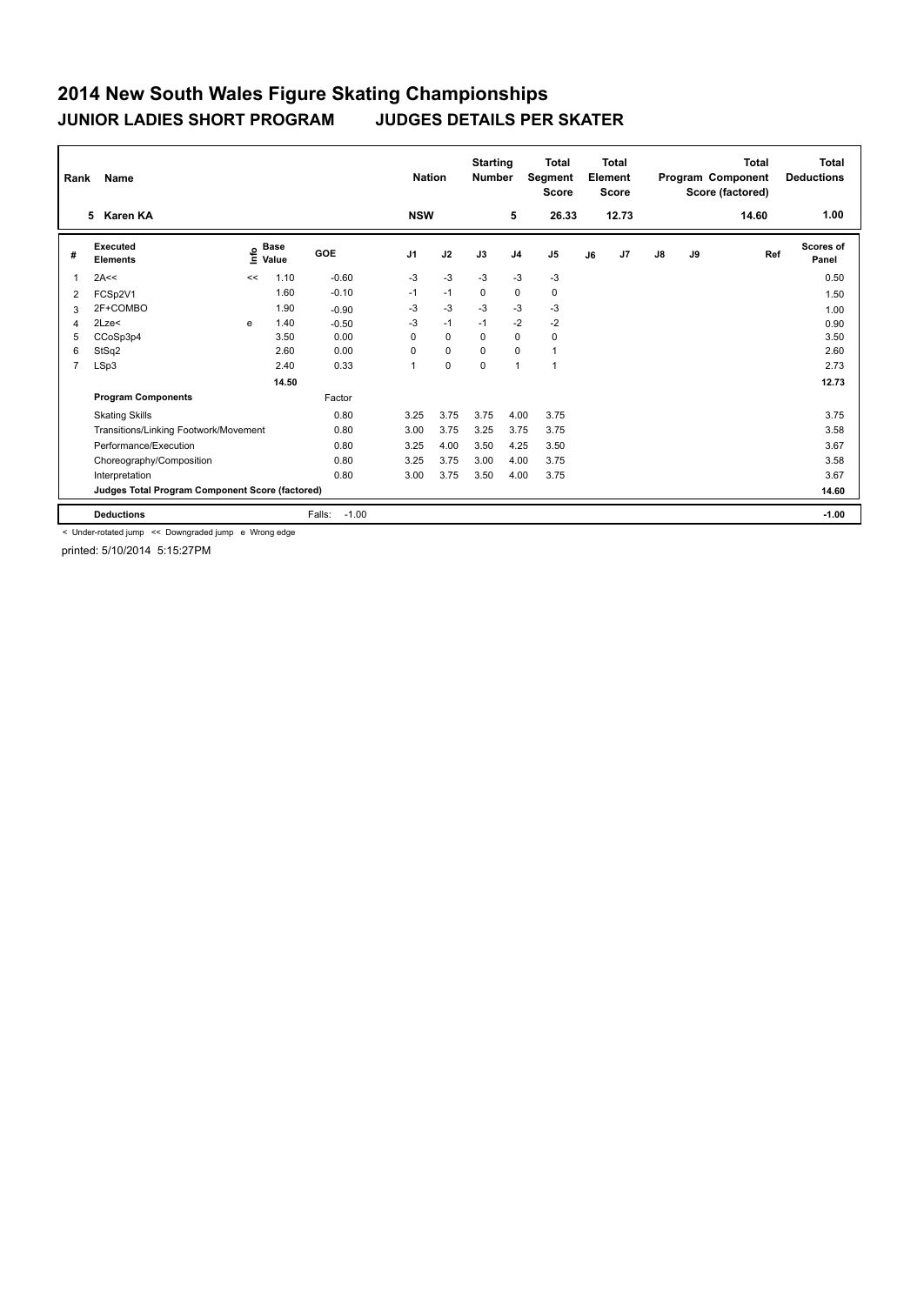# 2014 New South Wales Figure Skating Championships

## JUNIOR LADIES SHORT PROGRAM  JUDGES DETAILS PER SKATER

| Rank | Name | Nation | Starting Number | Total Segment Score | Total Element Score | Total Program Component Score (factored) | Total Deductions |
|---|---|---|---|---|---|---|---|
| 5 | Karen KA | NSW | 5 | 26.33 | 12.73 | 14.60 | 1.00 |

| # | Executed Elements | Info | Base Value | GOE | J1 | J2 | J3 | J4 | J5 | J6 | J7 | J8 | J9 | Ref | Scores of Panel |
|---|---|---|---|---|---|---|---|---|---|---|---|---|---|---|---|
| 1 | 2A<< | << | 1.10 | -0.60 | -3 | -3 | -3 | -3 | -3 | | | | | | 0.50 |
| 2 | FCSp2V1 | | 1.60 | -0.10 | -1 | -1 | 0 | 0 | 0 | | | | | | 1.50 |
| 3 | 2F+COMBO | | 1.90 | -0.90 | -3 | -3 | -3 | -3 | -3 | | | | | | 1.00 |
| 4 | 2Lze< | e | 1.40 | -0.50 | -3 | -1 | -1 | -2 | -2 | | | | | | 0.90 |
| 5 | CCoSp3p4 | | 3.50 | 0.00 | 0 | 0 | 0 | 0 | 0 | | | | | | 3.50 |
| 6 | StSq2 | | 2.60 | 0.00 | 0 | 0 | 0 | 0 | 1 | | | | | | 2.60 |
| 7 | LSp3 | | 2.40 | 0.33 | 1 | 0 | 0 | 1 | 1 | | | | | | 2.73 |
| | | | 14.50 | | | | | | | | | | | | 12.73 |
| | **Program Components** | | | Factor | | | | | | | | | | | |
| | Skating Skills | | | 0.80 | 3.25 | 3.75 | 3.75 | 4.00 | 3.75 | | | | | | 3.75 |
| | Transitions/Linking Footwork/Movement | | | 0.80 | 3.00 | 3.75 | 3.25 | 3.75 | 3.75 | | | | | | 3.58 |
| | Performance/Execution | | | 0.80 | 3.25 | 4.00 | 3.50 | 4.25 | 3.50 | | | | | | 3.67 |
| | Choreography/Composition | | | 0.80 | 3.25 | 3.75 | 3.00 | 4.00 | 3.75 | | | | | | 3.58 |
| | Interpretation | | | 0.80 | 3.00 | 3.75 | 3.50 | 4.00 | 3.75 | | | | | | 3.67 |
| | **Judges Total Program Component Score (factored)** | | | | | | | | | | | | | | 14.60 |
| | **Deductions** | | | Falls: -1.00 | | | | | | | | | | | -1.00 |

< Under-rotated jump << Downgraded jump e Wrong edge

printed: 5/10/2014 5:15:27PM